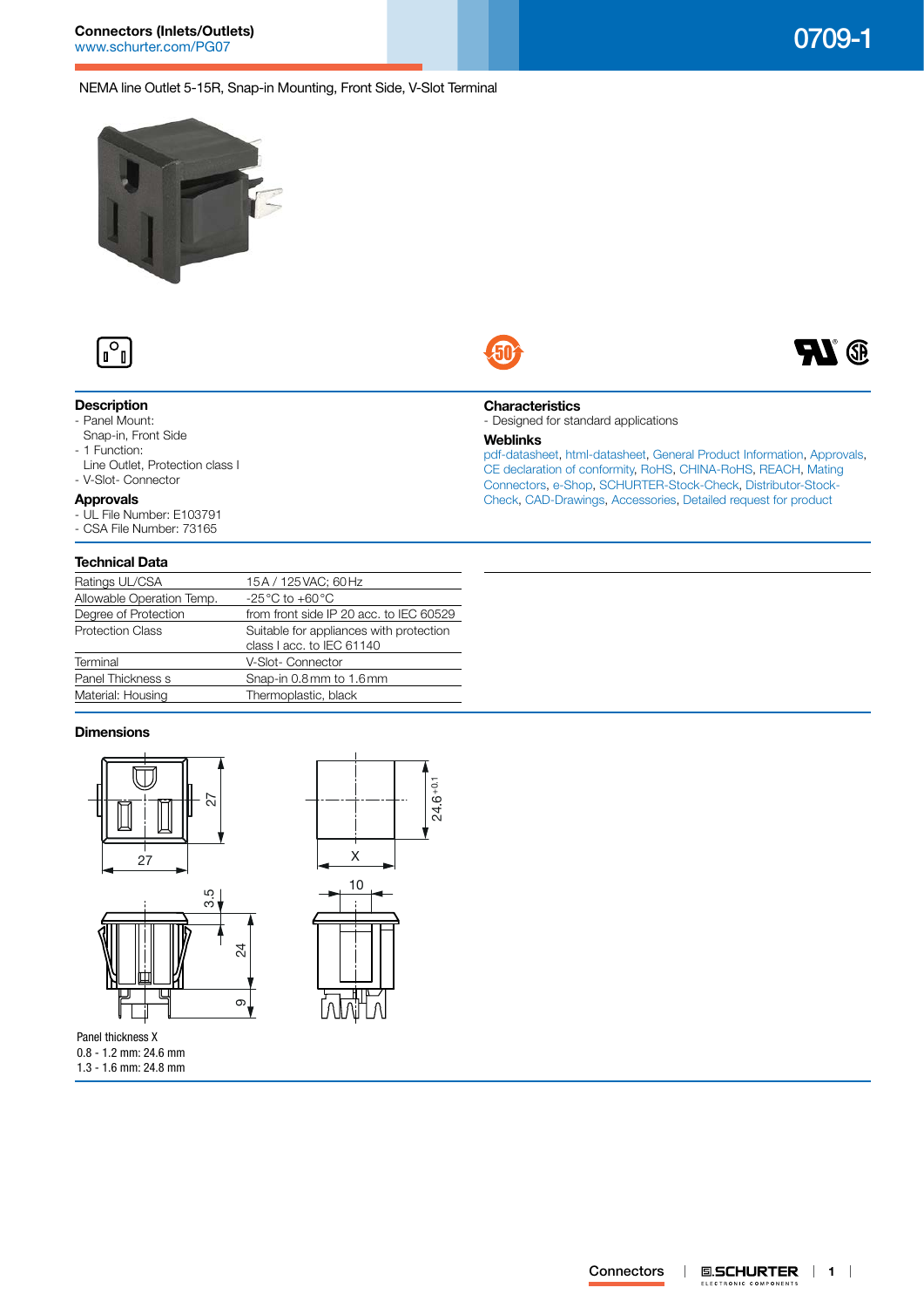# 0709-1

**Connectors (Inlets/Outlets)**
www.schurter.com/PG07

NEMA line Outlet 5-15R, Snap-in Mounting, Front Side, V-Slot Terminal

## Description

- Panel Mount:
  Snap-in, Front Side
- 1 Function:
  Line Outlet, Protection class I
- V-Slot- Connector

## Approvals

- UL File Number: E103791
- CSA File Number: 73165

## Characteristics

- Designed for standard applications

## Weblinks

pdf-datasheet, html-datasheet, General Product Information, Approvals, CE declaration of conformity, RoHS, CHINA-RoHS, REACH, Mating Connectors, e-Shop, SCHURTER-Stock-Check, Distributor-Stock-Check, CAD-Drawings, Accessories, Detailed request for product

## Technical Data

| | |
|---|---|
| Ratings UL/CSA | 15 A / 125 VAC; 60 Hz |
| Allowable Operation Temp. | -25 °C to +60 °C |
| Degree of Protection | from front side IP 20 acc. to IEC 60529 |
| Protection Class | Suitable for appliances with protection class I acc. to IEC 61140 |
| Terminal | V-Slot- Connector |
| Panel Thickness s | Snap-in 0.8 mm to 1.6 mm |
| Material: Housing | Thermoplastic, black |

## Dimensions

27 · 27 · 24.6$^{+0.1}$ · X · 10 · 3.5 · 24 · 9

Panel thickness X
0.8 - 1.2 mm: 24.6 mm
1.3 - 1.6 mm: 24.8 mm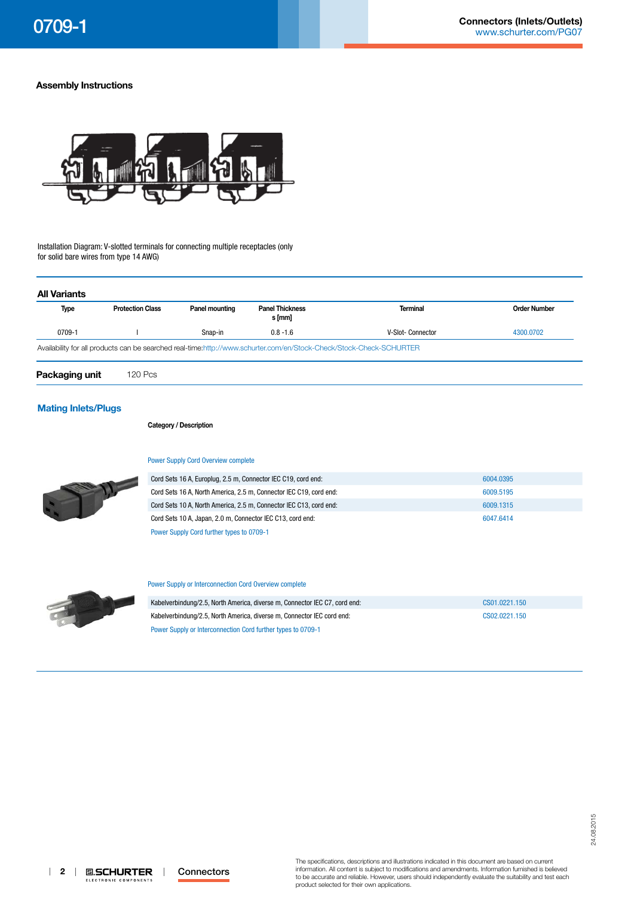## Assembly Instructions

Installation Diagram: V-slotted terminals for connecting multiple receptacles (only for solid bare wires from type 14 AWG)

## All Variants

| Type | Protection Class | Panel mounting | Panel Thickness s [mm] | Terminal | Order Number |
|---|---|---|---|---|---|
| 0709-1 | I | Snap-in | 0.8 -1.6 | V-Slot- Connector | 4300.0702 |

Availability for all products can be searched real-time:http://www.schurter.com/en/Stock-Check/Stock-Check-SCHURTER

**Packaging unit** 120 Pcs

## Mating Inlets/Plugs

**Category / Description**

Power Supply Cord Overview complete

| | |
|---|---|
| Cord Sets 16 A, Europlug, 2.5 m, Connector IEC C19, cord end: | 6004.0395 |
| Cord Sets 16 A, North America, 2.5 m, Connector IEC C19, cord end: | 6009.5195 |
| Cord Sets 10 A, North America, 2.5 m, Connector IEC C13, cord end: | 6009.1315 |
| Cord Sets 10 A, Japan, 2.0 m, Connector IEC C13, cord end: | 6047.6414 |

Power Supply Cord further types to 0709-1

Power Supply or Interconnection Cord Overview complete

| | |
|---|---|
| Kabelverbindung/2.5, North America, diverse m, Connector IEC C7, cord end: | CS01.0221.150 |
| Kabelverbindung/2.5, North America, diverse m, Connector IEC cord end: | CS02.0221.150 |

Power Supply or Interconnection Cord further types to 0709-1

The specifications, descriptions and illustrations indicated in this document are based on current information. All content is subject to modifications and amendments. Information furnished is believed to be accurate and reliable. However, users should independently evaluate the suitability and test each product selected for their own applications.